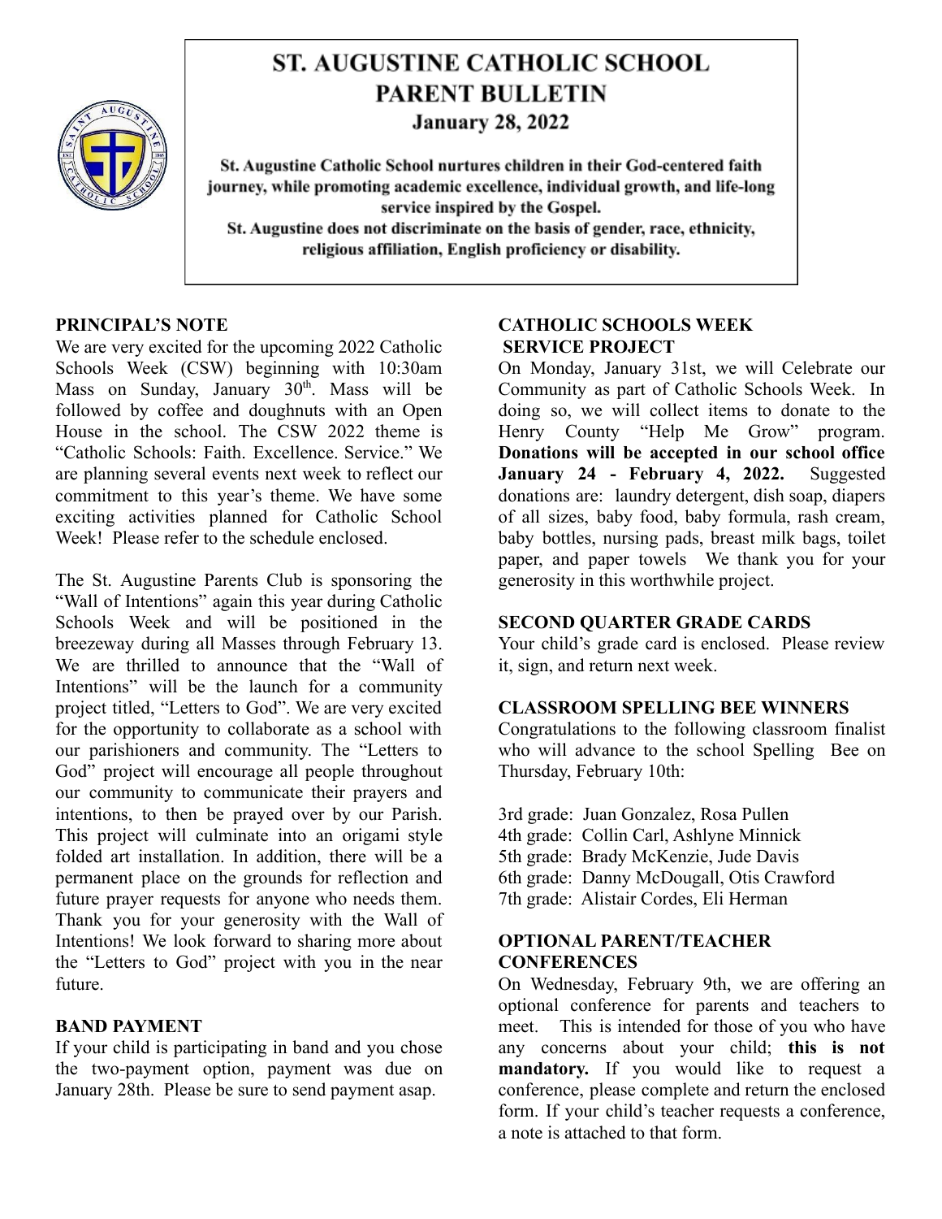# ST. AUGUSTINE CATHOLIC SCHOOL PARENT BULLETIN

**January 28, 2022**

**St. Augustine Catholic School nurtures children in their God-centered faith journey, while promoting academic excellence, individual growth, and life-long service inspired by the Gospel.**

**St. Augustine does not discriminate on the basis of gender, race, ethnicity, religious affiliation, English proficiency or disability.**

## PRINCIPAL'S NOTE

We are very excited for the upcoming 2022 Catholic Schools Week (CSW) beginning with 10:30am Mass on Sunday, January 30th. Mass will be followed by coffee and doughnuts with an Open House in the school. The CSW 2022 theme is "Catholic Schools: Faith. Excellence. Service." We are planning several events next week to reflect our commitment to this year's theme. We have some exciting activities planned for Catholic School Week! Please refer to the schedule enclosed.

The St. Augustine Parents Club is sponsoring the "Wall of Intentions" again this year during Catholic Schools Week and will be positioned in the breezeway during all Masses through February 13. We are thrilled to announce that the "Wall of Intentions" will be the launch for a community project titled, "Letters to God". We are very excited for the opportunity to collaborate as a school with our parishioners and community. The "Letters to God" project will encourage all people throughout our community to communicate their prayers and intentions, to then be prayed over by our Parish. This project will culminate into an origami style folded art installation. In addition, there will be a permanent place on the grounds for reflection and future prayer requests for anyone who needs them. Thank you for your generosity with the Wall of Intentions! We look forward to sharing more about the "Letters to God" project with you in the near future.

## BAND PAYMENT

If your child is participating in band and you chose the two-payment option, payment was due on January 28th. Please be sure to send payment asap.

## CATHOLIC SCHOOLS WEEK SERVICE PROJECT

On Monday, January 31st, we will Celebrate our Community as part of Catholic Schools Week. In doing so, we will collect items to donate to the Henry County "Help Me Grow" program. **Donations will be accepted in our school office January 24 - February 4, 2022.** Suggested donations are: laundry detergent, dish soap, diapers of all sizes, baby food, baby formula, rash cream, baby bottles, nursing pads, breast milk bags, toilet paper, and paper towels We thank you for your generosity in this worthwhile project.

## SECOND QUARTER GRADE CARDS

Your child's grade card is enclosed. Please review it, sign, and return next week.

## CLASSROOM SPELLING BEE WINNERS

Congratulations to the following classroom finalist who will advance to the school Spelling Bee on Thursday, February 10th:

3rd grade: Juan Gonzalez, Rosa Pullen
4th grade: Collin Carl, Ashlyne Minnick
5th grade: Brady McKenzie, Jude Davis
6th grade: Danny McDougall, Otis Crawford
7th grade: Alistair Cordes, Eli Herman

## OPTIONAL PARENT/TEACHER CONFERENCES

On Wednesday, February 9th, we are offering an optional conference for parents and teachers to meet. This is intended for those of you who have any concerns about your child; **this is not mandatory.** If you would like to request a conference, please complete and return the enclosed form. If your child's teacher requests a conference, a note is attached to that form.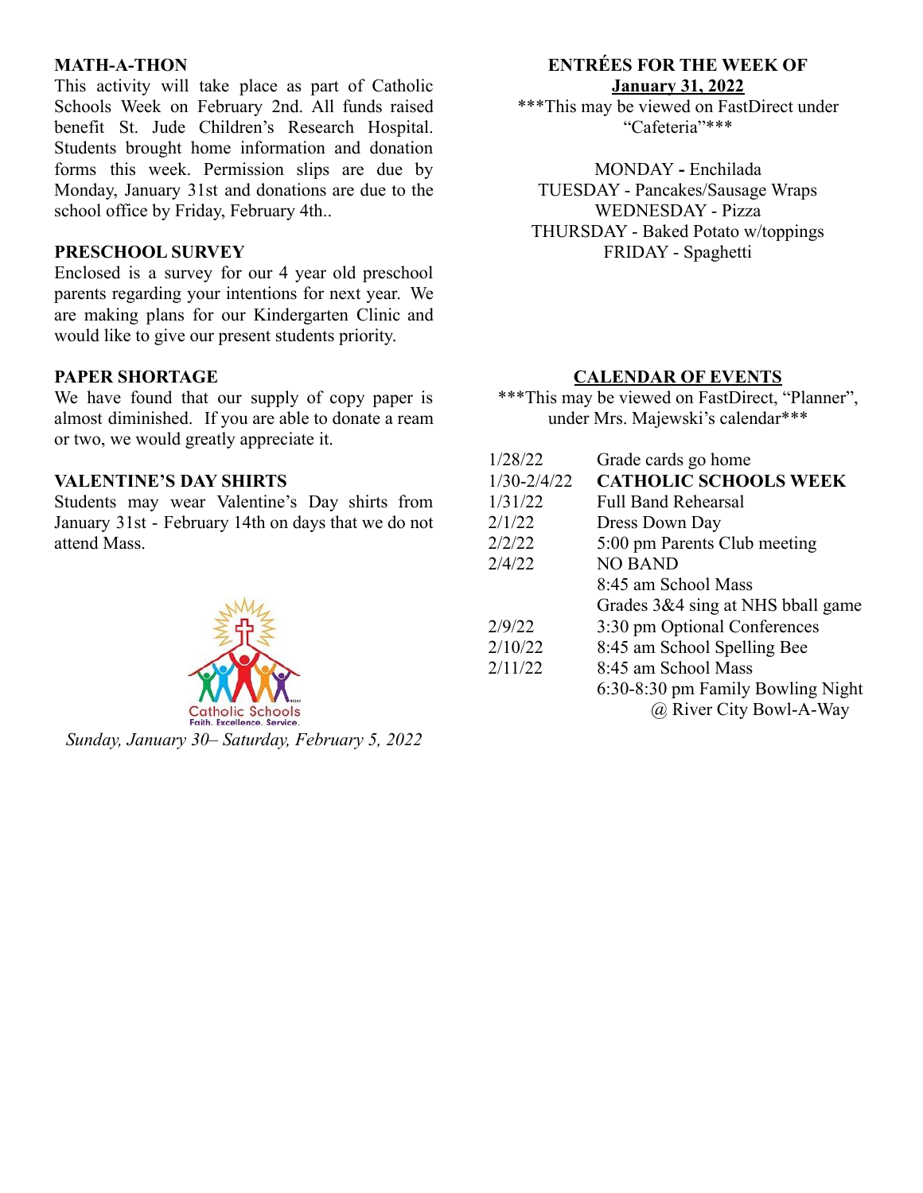### MATH-A-THON

This activity will take place as part of Catholic Schools Week on February 2nd. All funds raised benefit St. Jude Children's Research Hospital. Students brought home information and donation forms this week. Permission slips are due by Monday, January 31st and donations are due to the school office by Friday, February 4th..

### PRESCHOOL SURVEY

Enclosed is a survey for our 4 year old preschool parents regarding your intentions for next year. We are making plans for our Kindergarten Clinic and would like to give our present students priority.

### PAPER SHORTAGE

We have found that our supply of copy paper is almost diminished. If you are able to donate a ream or two, we would greatly appreciate it.

### VALENTINE'S DAY SHIRTS

Students may wear Valentine's Day shirts from January 31st - February 14th on days that we do not attend Mass.

Catholic Schools
Faith. Excellence. Service.

*Sunday, January 30– Saturday, February 5, 2022*

### ENTRÉES FOR THE WEEK OF January 31, 2022

***This may be viewed on FastDirect under "Cafeteria"***

MONDAY - Enchilada
TUESDAY - Pancakes/Sausage Wraps
WEDNESDAY - Pizza
THURSDAY - Baked Potato w/toppings
FRIDAY - Spaghetti

### CALENDAR OF EVENTS

***This may be viewed on FastDirect, "Planner", under Mrs. Majewski's calendar***

| | |
|---|---|
| 1/28/22 | Grade cards go home |
| 1/30-2/4/22 | **CATHOLIC SCHOOLS WEEK** |
| 1/31/22 | Full Band Rehearsal |
| 2/1/22 | Dress Down Day |
| 2/2/22 | 5:00 pm Parents Club meeting |
| 2/4/22 | NO BAND |
| | 8:45 am School Mass |
| | Grades 3&4 sing at NHS bball game |
| 2/9/22 | 3:30 pm Optional Conferences |
| 2/10/22 | 8:45 am School Spelling Bee |
| 2/11/22 | 8:45 am School Mass |
| | 6:30-8:30 pm Family Bowling Night @ River City Bowl-A-Way |